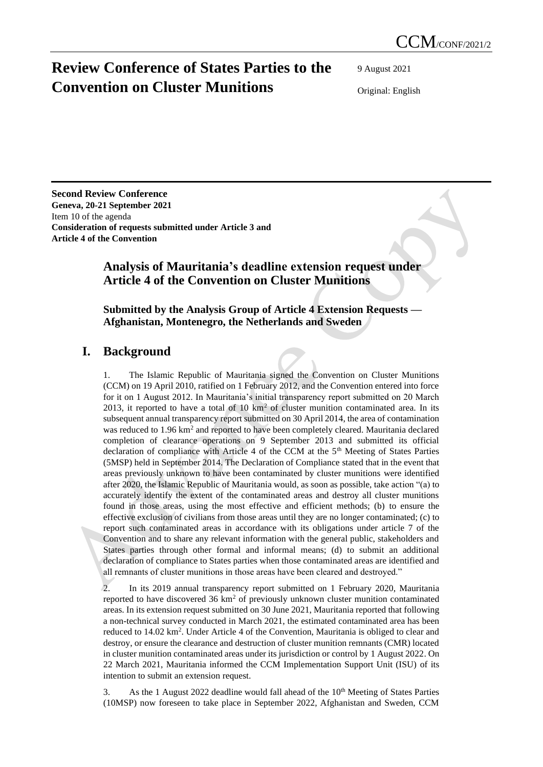CCM/CONF/2021/2

# Review Conference of States Parties to the Convention on Cluster Munitions

9 August 2021

Original: English

**Second Review Conference**
**Geneva, 20-21 September 2021**
Item 10 of the agenda
**Consideration of requests submitted under Article 3 and Article 4 of the Convention**

## Analysis of Mauritania's deadline extension request under Article 4 of the Convention on Cluster Munitions

### Submitted by the Analysis Group of Article 4 Extension Requests — Afghanistan, Montenegro, the Netherlands and Sweden

## I. Background

1. The Islamic Republic of Mauritania signed the Convention on Cluster Munitions (CCM) on 19 April 2010, ratified on 1 February 2012, and the Convention entered into force for it on 1 August 2012. In Mauritania's initial transparency report submitted on 20 March 2013, it reported to have a total of 10 $km^2$ of cluster munition contaminated area. In its subsequent annual transparency report submitted on 30 April 2014, the area of contamination was reduced to 1.96 $km^2$ and reported to have been completely cleared. Mauritania declared completion of clearance operations on 9 September 2013 and submitted its official declaration of compliance with Article 4 of the CCM at the 5th Meeting of States Parties (5MSP) held in September 2014. The Declaration of Compliance stated that in the event that areas previously unknown to have been contaminated by cluster munitions were identified after 2020, the Islamic Republic of Mauritania would, as soon as possible, take action "(a) to accurately identify the extent of the contaminated areas and destroy all cluster munitions found in those areas, using the most effective and efficient methods; (b) to ensure the effective exclusion of civilians from those areas until they are no longer contaminated; (c) to report such contaminated areas in accordance with its obligations under article 7 of the Convention and to share any relevant information with the general public, stakeholders and States parties through other formal and informal means; (d) to submit an additional declaration of compliance to States parties when those contaminated areas are identified and all remnants of cluster munitions in those areas have been cleared and destroyed."

2. In its 2019 annual transparency report submitted on 1 February 2020, Mauritania reported to have discovered 36 $km^2$ of previously unknown cluster munition contaminated areas. In its extension request submitted on 30 June 2021, Mauritania reported that following a non-technical survey conducted in March 2021, the estimated contaminated area has been reduced to 14.02 $km^2$. Under Article 4 of the Convention, Mauritania is obliged to clear and destroy, or ensure the clearance and destruction of cluster munition remnants (CMR) located in cluster munition contaminated areas under its jurisdiction or control by 1 August 2022. On 22 March 2021, Mauritania informed the CCM Implementation Support Unit (ISU) of its intention to submit an extension request.

3. As the 1 August 2022 deadline would fall ahead of the 10th Meeting of States Parties (10MSP) now foreseen to take place in September 2022, Afghanistan and Sweden, CCM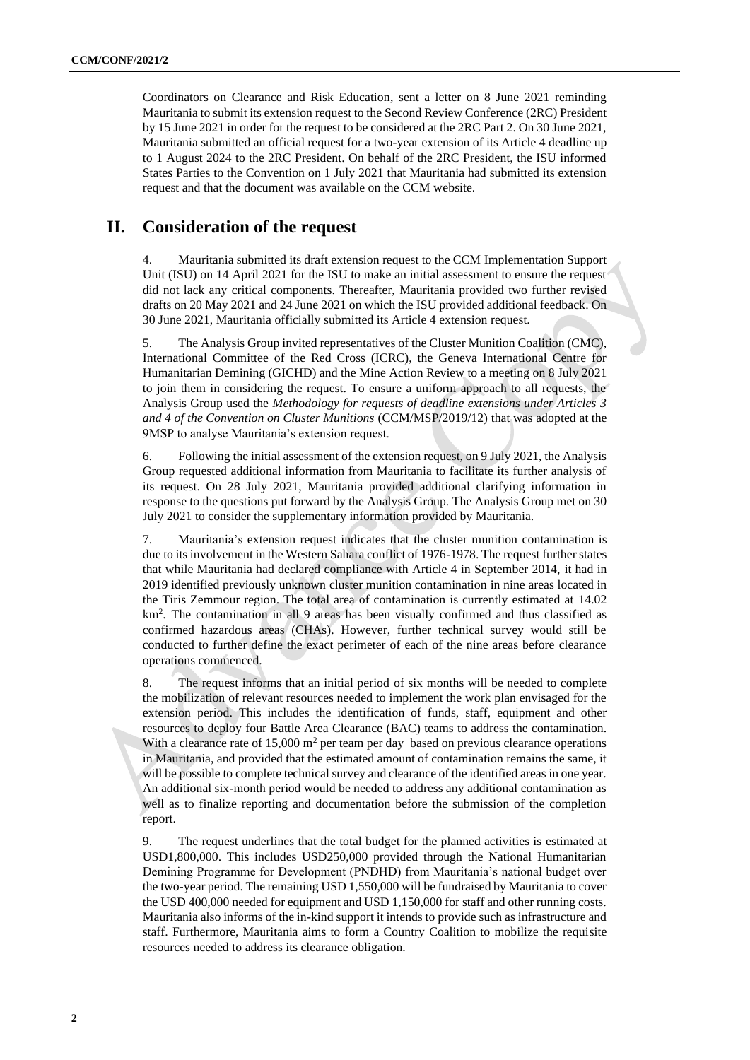Coordinators on Clearance and Risk Education, sent a letter on 8 June 2021 reminding Mauritania to submit its extension request to the Second Review Conference (2RC) President by 15 June 2021 in order for the request to be considered at the 2RC Part 2. On 30 June 2021, Mauritania submitted an official request for a two-year extension of its Article 4 deadline up to 1 August 2024 to the 2RC President. On behalf of the 2RC President, the ISU informed States Parties to the Convention on 1 July 2021 that Mauritania had submitted its extension request and that the document was available on the CCM website.

## II. Consideration of the request

4. Mauritania submitted its draft extension request to the CCM Implementation Support Unit (ISU) on 14 April 2021 for the ISU to make an initial assessment to ensure the request did not lack any critical components. Thereafter, Mauritania provided two further revised drafts on 20 May 2021 and 24 June 2021 on which the ISU provided additional feedback. On 30 June 2021, Mauritania officially submitted its Article 4 extension request.

5. The Analysis Group invited representatives of the Cluster Munition Coalition (CMC), International Committee of the Red Cross (ICRC), the Geneva International Centre for Humanitarian Demining (GICHD) and the Mine Action Review to a meeting on 8 July 2021 to join them in considering the request. To ensure a uniform approach to all requests, the Analysis Group used the *Methodology for requests of deadline extensions under Articles 3 and 4 of the Convention on Cluster Munitions* (CCM/MSP/2019/12) that was adopted at the 9MSP to analyse Mauritania's extension request.

6. Following the initial assessment of the extension request, on 9 July 2021, the Analysis Group requested additional information from Mauritania to facilitate its further analysis of its request. On 28 July 2021, Mauritania provided additional clarifying information in response to the questions put forward by the Analysis Group. The Analysis Group met on 30 July 2021 to consider the supplementary information provided by Mauritania.

7. Mauritania's extension request indicates that the cluster munition contamination is due to its involvement in the Western Sahara conflict of 1976-1978. The request further states that while Mauritania had declared compliance with Article 4 in September 2014, it had in 2019 identified previously unknown cluster munition contamination in nine areas located in the Tiris Zemmour region. The total area of contamination is currently estimated at 14.02 km$^2$. The contamination in all 9 areas has been visually confirmed and thus classified as confirmed hazardous areas (CHAs). However, further technical survey would still be conducted to further define the exact perimeter of each of the nine areas before clearance operations commenced.

8. The request informs that an initial period of six months will be needed to complete the mobilization of relevant resources needed to implement the work plan envisaged for the extension period. This includes the identification of funds, staff, equipment and other resources to deploy four Battle Area Clearance (BAC) teams to address the contamination. With a clearance rate of 15,000 m$^2$ per team per day based on previous clearance operations in Mauritania, and provided that the estimated amount of contamination remains the same, it will be possible to complete technical survey and clearance of the identified areas in one year. An additional six-month period would be needed to address any additional contamination as well as to finalize reporting and documentation before the submission of the completion report.

9. The request underlines that the total budget for the planned activities is estimated at USD1,800,000. This includes USD250,000 provided through the National Humanitarian Demining Programme for Development (PNDHD) from Mauritania's national budget over the two-year period. The remaining USD 1,550,000 will be fundraised by Mauritania to cover the USD 400,000 needed for equipment and USD 1,150,000 for staff and other running costs. Mauritania also informs of the in-kind support it intends to provide such as infrastructure and staff. Furthermore, Mauritania aims to form a Country Coalition to mobilize the requisite resources needed to address its clearance obligation.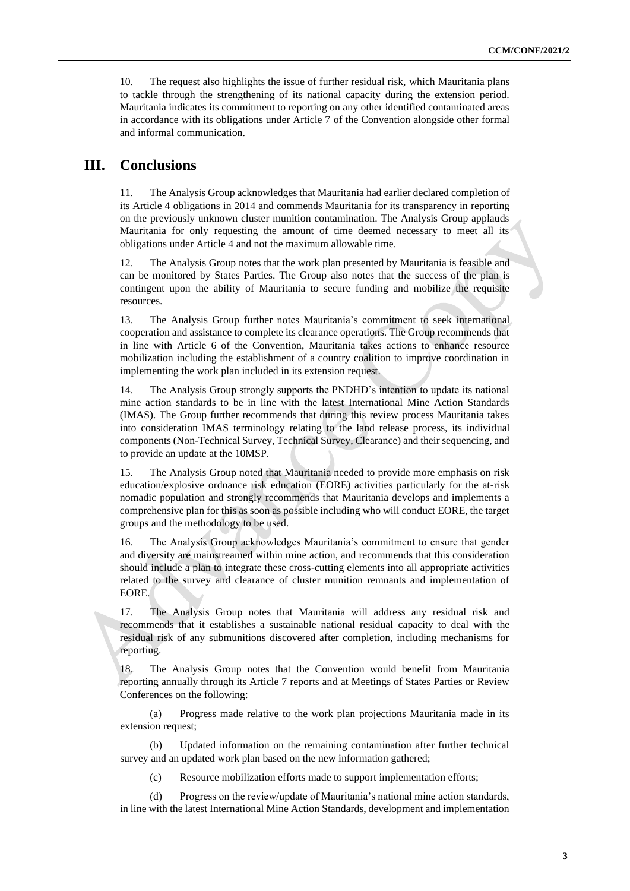10. The request also highlights the issue of further residual risk, which Mauritania plans to tackle through the strengthening of its national capacity during the extension period. Mauritania indicates its commitment to reporting on any other identified contaminated areas in accordance with its obligations under Article 7 of the Convention alongside other formal and informal communication.

## III. Conclusions

11. The Analysis Group acknowledges that Mauritania had earlier declared completion of its Article 4 obligations in 2014 and commends Mauritania for its transparency in reporting on the previously unknown cluster munition contamination. The Analysis Group applauds Mauritania for only requesting the amount of time deemed necessary to meet all its obligations under Article 4 and not the maximum allowable time.

12. The Analysis Group notes that the work plan presented by Mauritania is feasible and can be monitored by States Parties. The Group also notes that the success of the plan is contingent upon the ability of Mauritania to secure funding and mobilize the requisite resources.

13. The Analysis Group further notes Mauritania's commitment to seek international cooperation and assistance to complete its clearance operations. The Group recommends that in line with Article 6 of the Convention, Mauritania takes actions to enhance resource mobilization including the establishment of a country coalition to improve coordination in implementing the work plan included in its extension request.

14. The Analysis Group strongly supports the PNDHD's intention to update its national mine action standards to be in line with the latest International Mine Action Standards (IMAS). The Group further recommends that during this review process Mauritania takes into consideration IMAS terminology relating to the land release process, its individual components (Non-Technical Survey, Technical Survey, Clearance) and their sequencing, and to provide an update at the 10MSP.

15. The Analysis Group noted that Mauritania needed to provide more emphasis on risk education/explosive ordnance risk education (EORE) activities particularly for the at-risk nomadic population and strongly recommends that Mauritania develops and implements a comprehensive plan for this as soon as possible including who will conduct EORE, the target groups and the methodology to be used.

16. The Analysis Group acknowledges Mauritania's commitment to ensure that gender and diversity are mainstreamed within mine action, and recommends that this consideration should include a plan to integrate these cross-cutting elements into all appropriate activities related to the survey and clearance of cluster munition remnants and implementation of EORE.

17. The Analysis Group notes that Mauritania will address any residual risk and recommends that it establishes a sustainable national residual capacity to deal with the residual risk of any submunitions discovered after completion, including mechanisms for reporting.

18. The Analysis Group notes that the Convention would benefit from Mauritania reporting annually through its Article 7 reports and at Meetings of States Parties or Review Conferences on the following:

(a) Progress made relative to the work plan projections Mauritania made in its extension request;

(b) Updated information on the remaining contamination after further technical survey and an updated work plan based on the new information gathered;

(c) Resource mobilization efforts made to support implementation efforts;

(d) Progress on the review/update of Mauritania's national mine action standards, in line with the latest International Mine Action Standards, development and implementation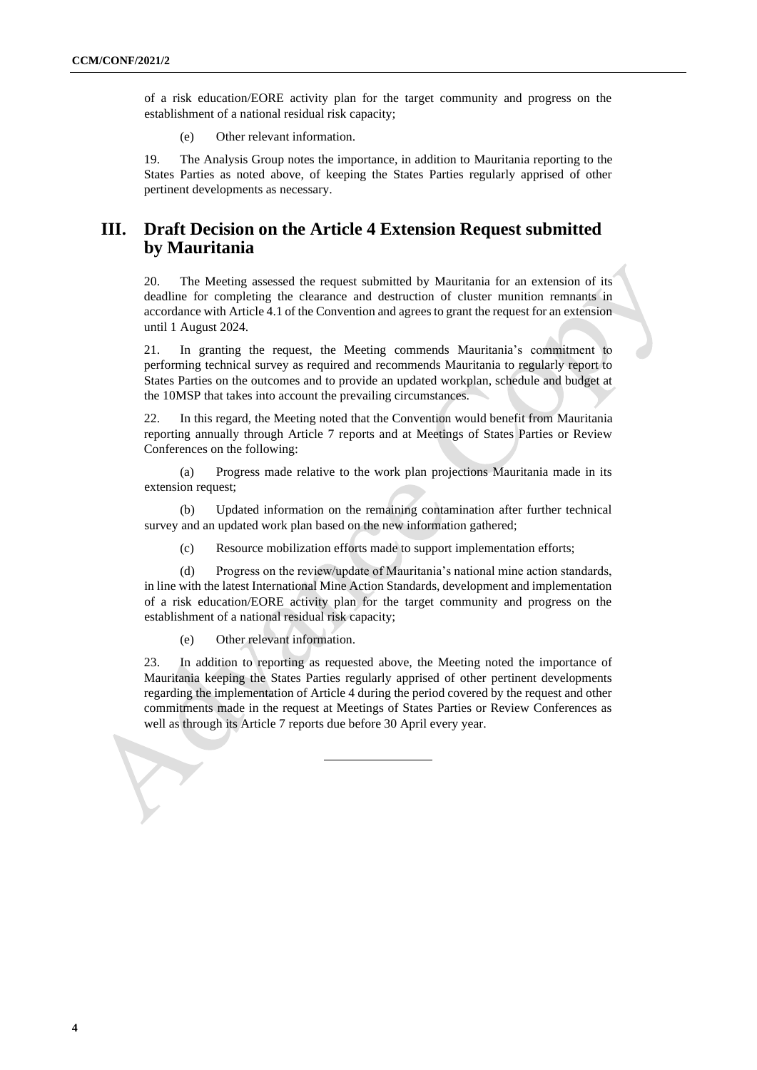of a risk education/EORE activity plan for the target community and progress on the establishment of a national residual risk capacity;

(e) Other relevant information.

19. The Analysis Group notes the importance, in addition to Mauritania reporting to the States Parties as noted above, of keeping the States Parties regularly apprised of other pertinent developments as necessary.

## III. Draft Decision on the Article 4 Extension Request submitted by Mauritania

20. The Meeting assessed the request submitted by Mauritania for an extension of its deadline for completing the clearance and destruction of cluster munition remnants in accordance with Article 4.1 of the Convention and agrees to grant the request for an extension until 1 August 2024.

21. In granting the request, the Meeting commends Mauritania's commitment to performing technical survey as required and recommends Mauritania to regularly report to States Parties on the outcomes and to provide an updated workplan, schedule and budget at the 10MSP that takes into account the prevailing circumstances.

22. In this regard, the Meeting noted that the Convention would benefit from Mauritania reporting annually through Article 7 reports and at Meetings of States Parties or Review Conferences on the following:

(a) Progress made relative to the work plan projections Mauritania made in its extension request;

(b) Updated information on the remaining contamination after further technical survey and an updated work plan based on the new information gathered;

(c) Resource mobilization efforts made to support implementation efforts;

(d) Progress on the review/update of Mauritania's national mine action standards, in line with the latest International Mine Action Standards, development and implementation of a risk education/EORE activity plan for the target community and progress on the establishment of a national residual risk capacity;

(e) Other relevant information.

23. In addition to reporting as requested above, the Meeting noted the importance of Mauritania keeping the States Parties regularly apprised of other pertinent developments regarding the implementation of Article 4 during the period covered by the request and other commitments made in the request at Meetings of States Parties or Review Conferences as well as through its Article 7 reports due before 30 April every year.